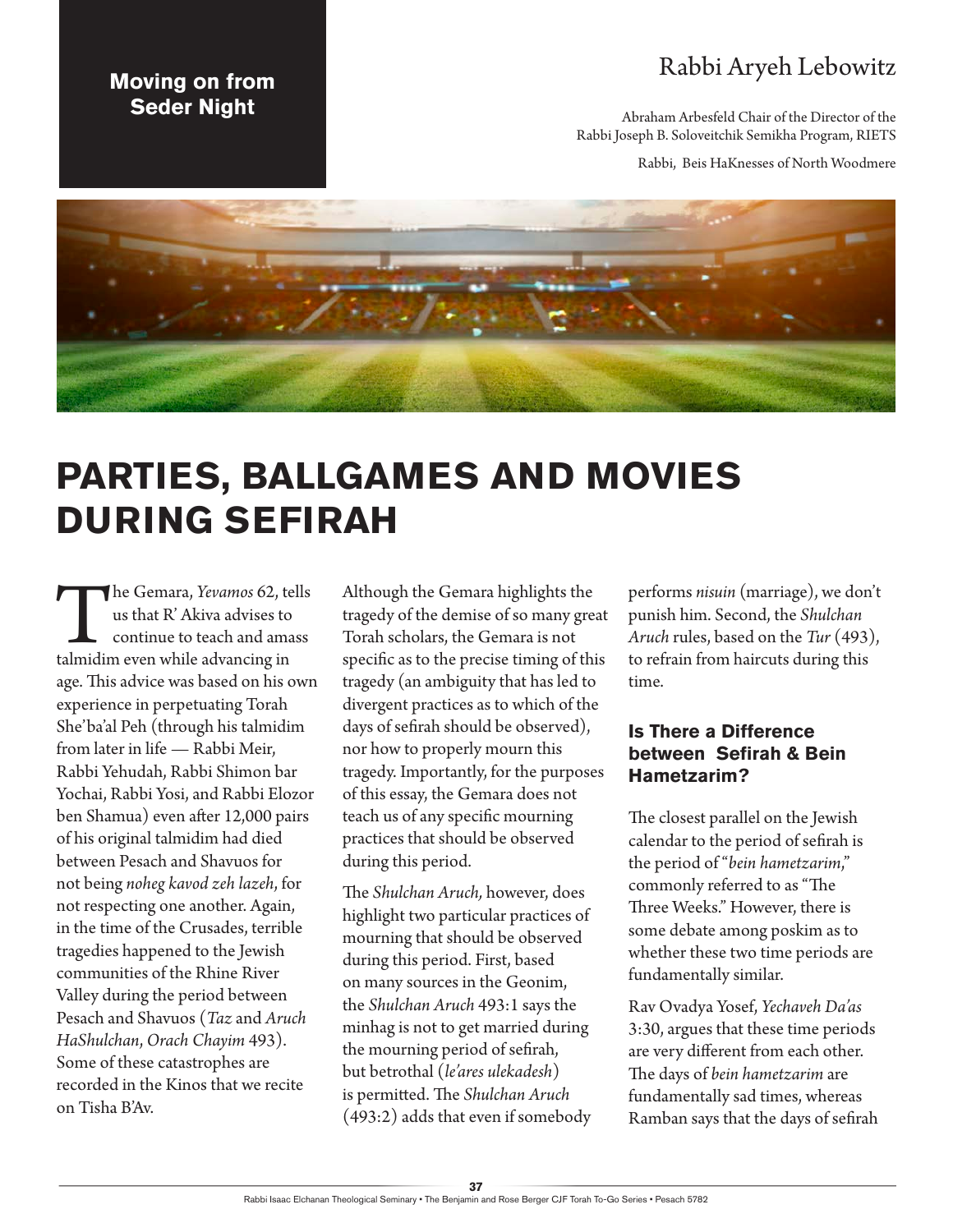**Moving on from Seder Night**

Rabbi Aryeh Lebowitz

Abraham Arbesfeld Chair of the Director of the Rabbi Joseph B. Soloveitchik Semikha Program, RIETS

Rabbi, Beis HaKnesses of North Woodmere

# PARTIES, BALLGAMES AND MOVIES DURING SEFIRAH

The Gemara, *Yevamos* 62, tells us that R' Akiva advises to continue to teach and amass talmidim even while advancing in age. This advice was based on his own experience in perpetuating Torah She'ba'al Peh (through his talmidim from later in life — Rabbi Meir, Rabbi Yehudah, Rabbi Shimon bar Yochai, Rabbi Yosi, and Rabbi Elozor ben Shamua) even after 12,000 pairs of his original talmidim had died between Pesach and Shavuos for not being *noheg kavod zeh lazeh*, for not respecting one another. Again, in the time of the Crusades, terrible tragedies happened to the Jewish communities of the Rhine River Valley during the period between Pesach and Shavuos (*Taz* and *Aruch HaShulchan*, *Orach Chayim* 493). Some of these catastrophes are recorded in the Kinos that we recite on Tisha B'Av.

Although the Gemara highlights the tragedy of the demise of so many great Torah scholars, the Gemara is not specific as to the precise timing of this tragedy (an ambiguity that has led to divergent practices as to which of the days of sefirah should be observed), nor how to properly mourn this tragedy. Importantly, for the purposes of this essay, the Gemara does not teach us of any specific mourning practices that should be observed during this period.

The *Shulchan Aruch,* however, does highlight two particular practices of mourning that should be observed during this period. First, based on many sources in the Geonim, the *Shulchan Aruch* 493:1 says the minhag is not to get married during the mourning period of sefirah, but betrothal (*le'ares ulekadesh*) is permitted. The *Shulchan Aruch* (493:2) adds that even if somebody performs *nisuin* (marriage), we don't punish him. Second, the *Shulchan Aruch* rules, based on the *Tur* (493), to refrain from haircuts during this time.

### Is There a Difference between Sefirah & Bein Hametzarim?

The closest parallel on the Jewish calendar to the period of sefirah is the period of "*bein hametzarim*," commonly referred to as "The Three Weeks." However, there is some debate among poskim as to whether these two time periods are fundamentally similar.

Rav Ovadya Yosef, *Yechaveh Da'as* 3:30, argues that these time periods are very different from each other. The days of *bein hametzarim* are fundamentally sad times, whereas Ramban says that the days of sefirah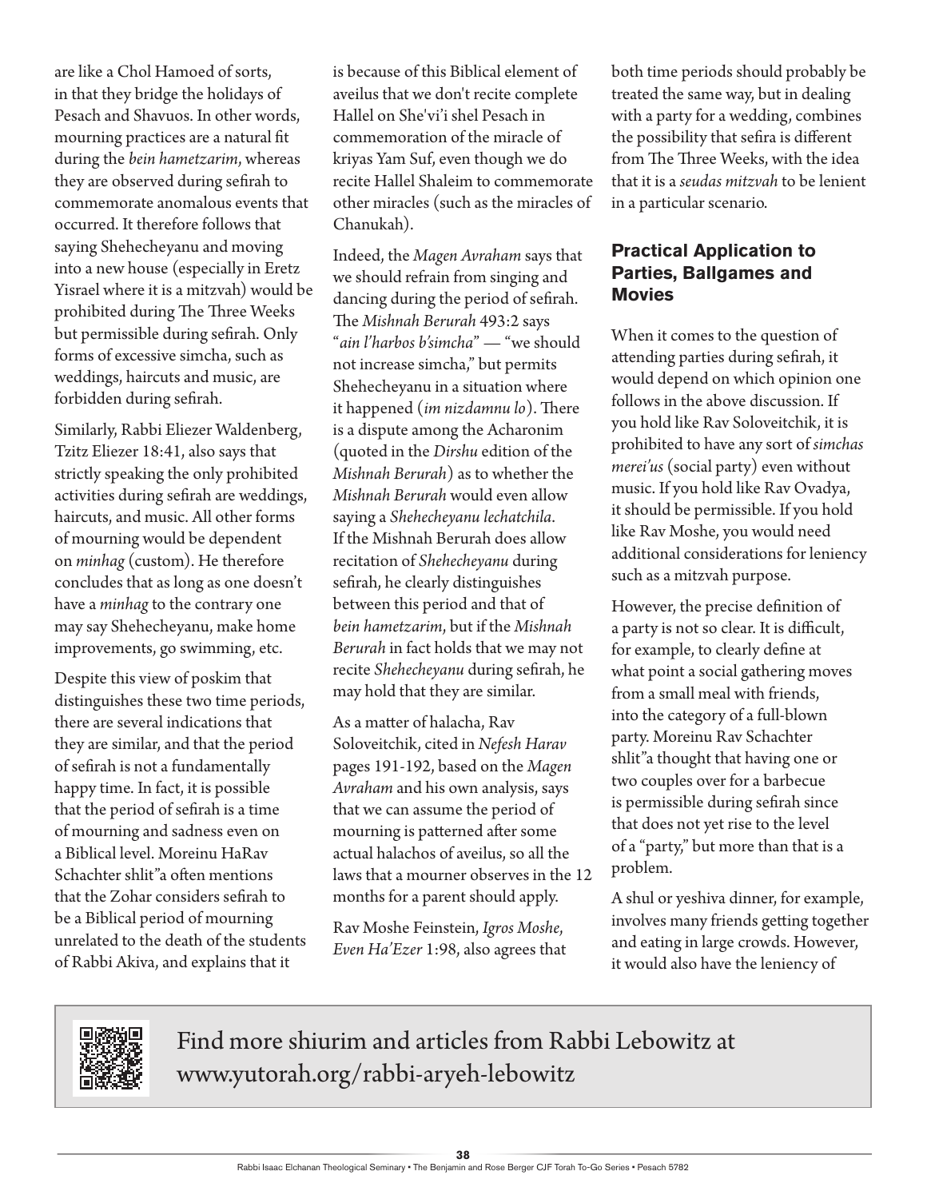are like a Chol Hamoed of sorts, in that they bridge the holidays of Pesach and Shavuos. In other words, mourning practices are a natural fit during the *bein hametzarim*, whereas they are observed during sefirah to commemorate anomalous events that occurred. It therefore follows that saying Shehecheyanu and moving into a new house (especially in Eretz Yisrael where it is a mitzvah) would be prohibited during The Three Weeks but permissible during sefirah. Only forms of excessive simcha, such as weddings, haircuts and music, are forbidden during sefirah.

Similarly, Rabbi Eliezer Waldenberg, Tzitz Eliezer 18:41, also says that strictly speaking the only prohibited activities during sefirah are weddings, haircuts, and music. All other forms of mourning would be dependent on *minhag* (custom). He therefore concludes that as long as one doesn't have a *minhag* to the contrary one may say Shehecheyanu, make home improvements, go swimming, etc.

Despite this view of poskim that distinguishes these two time periods, there are several indications that they are similar, and that the period of sefirah is not a fundamentally happy time. In fact, it is possible that the period of sefirah is a time of mourning and sadness even on a Biblical level. Moreinu HaRav Schachter shlit"a often mentions that the Zohar considers sefirah to be a Biblical period of mourning unrelated to the death of the students of Rabbi Akiva, and explains that it is because of this Biblical element of aveilus that we don't recite complete Hallel on She'vi'i shel Pesach in commemoration of the miracle of kriyas Yam Suf, even though we do recite Hallel Shaleim to commemorate other miracles (such as the miracles of Chanukah).

Indeed, the *Magen Avraham* says that we should refrain from singing and dancing during the period of sefirah. The *Mishnah Berurah* 493:2 says "*ain l'harbos b'simcha*" — "we should not increase simcha," but permits Shehecheyanu in a situation where it happened (*im nizdamnu lo*). There is a dispute among the Acharonim (quoted in the *Dirshu* edition of the *Mishnah Berurah*) as to whether the *Mishnah Berurah* would even allow saying a *Shehecheyanu lechatchila*. If the Mishnah Berurah does allow recitation of *Shehecheyanu* during sefirah, he clearly distinguishes between this period and that of *bein hametzarim*, but if the *Mishnah Berurah* in fact holds that we may not recite *Shehecheyanu* during sefirah, he may hold that they are similar.

As a matter of halacha, Rav Soloveitchik, cited in *Nefesh Harav* pages 191-192, based on the *Magen Avraham* and his own analysis, says that we can assume the period of mourning is patterned after some actual halachos of aveilus, so all the laws that a mourner observes in the 12 months for a parent should apply.

Rav Moshe Feinstein, *Igros Moshe, Even Ha'Ezer* 1:98, also agrees that both time periods should probably be treated the same way, but in dealing with a party for a wedding, combines the possibility that sefira is different from The Three Weeks, with the idea that it is a *seudas mitzvah* to be lenient in a particular scenario.

## Practical Application to Parties, Ballgames and Movies

When it comes to the question of attending parties during sefirah, it would depend on which opinion one follows in the above discussion. If you hold like Rav Soloveitchik, it is prohibited to have any sort of *simchas merei'us* (social party) even without music. If you hold like Rav Ovadya, it should be permissible. If you hold like Rav Moshe, you would need additional considerations for leniency such as a mitzvah purpose.

However, the precise definition of a party is not so clear. It is difficult, for example, to clearly define at what point a social gathering moves from a small meal with friends, into the category of a full-blown party. Moreinu Rav Schachter shlit"a thought that having one or two couples over for a barbecue is permissible during sefirah since that does not yet rise to the level of a "party," but more than that is a problem.

A shul or yeshiva dinner, for example, involves many friends getting together and eating in large crowds. However, it would also have the leniency of

Find more shiurim and articles from Rabbi Lebowitz at www.yutorah.org/rabbi-aryeh-lebowitz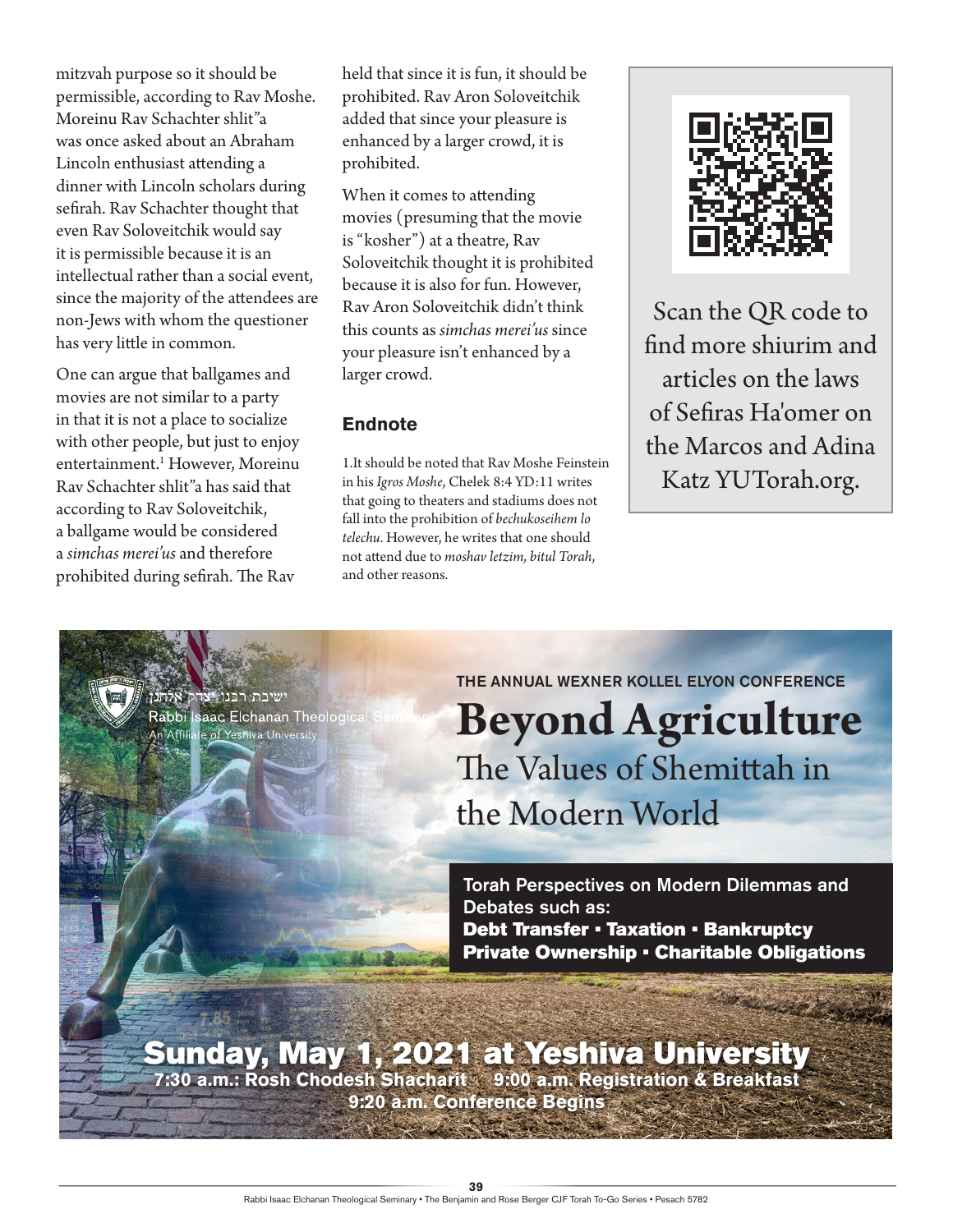mitzvah purpose so it should be permissible, according to Rav Moshe. Moreinu Rav Schachter shlit"a was once asked about an Abraham Lincoln enthusiast attending a dinner with Lincoln scholars during sefirah. Rav Schachter thought that even Rav Soloveitchik would say it is permissible because it is an intellectual rather than a social event, since the majority of the attendees are non-Jews with whom the questioner has very little in common.

One can argue that ballgames and movies are not similar to a party in that it is not a place to socialize with other people, but just to enjoy entertainment.[1] However, Moreinu Rav Schachter shlit"a has said that according to Rav Soloveitchik, a ballgame would be considered a *simchas merei'us* and therefore prohibited during sefirah. The Rav held that since it is fun, it should be prohibited. Rav Aron Soloveitchik added that since your pleasure is enhanced by a larger crowd, it is prohibited.

When it comes to attending movies (presuming that the movie is "kosher") at a theatre, Rav Soloveitchik thought it is prohibited because it is also for fun. However, Rav Aron Soloveitchik didn't think this counts as *simchas merei'us* since your pleasure isn't enhanced by a larger crowd.

### Endnote

1.It should be noted that Rav Moshe Feinstein in his *Igros Moshe*, Chelek 8:4 YD:11 writes that going to theaters and stadiums does not fall into the prohibition of *bechukoseihem lo telechu*. However, he writes that one should not attend due to *moshav letzim, bitul Torah*, and other reasons.

Scan the QR code to find more shiurim and articles on the laws of Sefiras Ha'omer on the Marcos and Adina Katz YUTorah.org.

ישיבת רבנו יצחק אלחנן
Rabbi Isaac Elchanan Theological Seminary
An Affiliate of Yeshiva University

THE ANNUAL WEXNER KOLLEL ELYON CONFERENCE

## Beyond Agriculture

The Values of Shemittah in the Modern World

Torah Perspectives on Modern Dilemmas and Debates such as:
**Debt Transfer • Taxation • Bankruptcy**
**Private Ownership • Charitable Obligations**

**Sunday, May 1, 2021 at Yeshiva University**
**7:30 a.m.: Rosh Chodesh Shacharit • 9:00 a.m. Registration & Breakfast**
**9:20 a.m. Conference Begins**